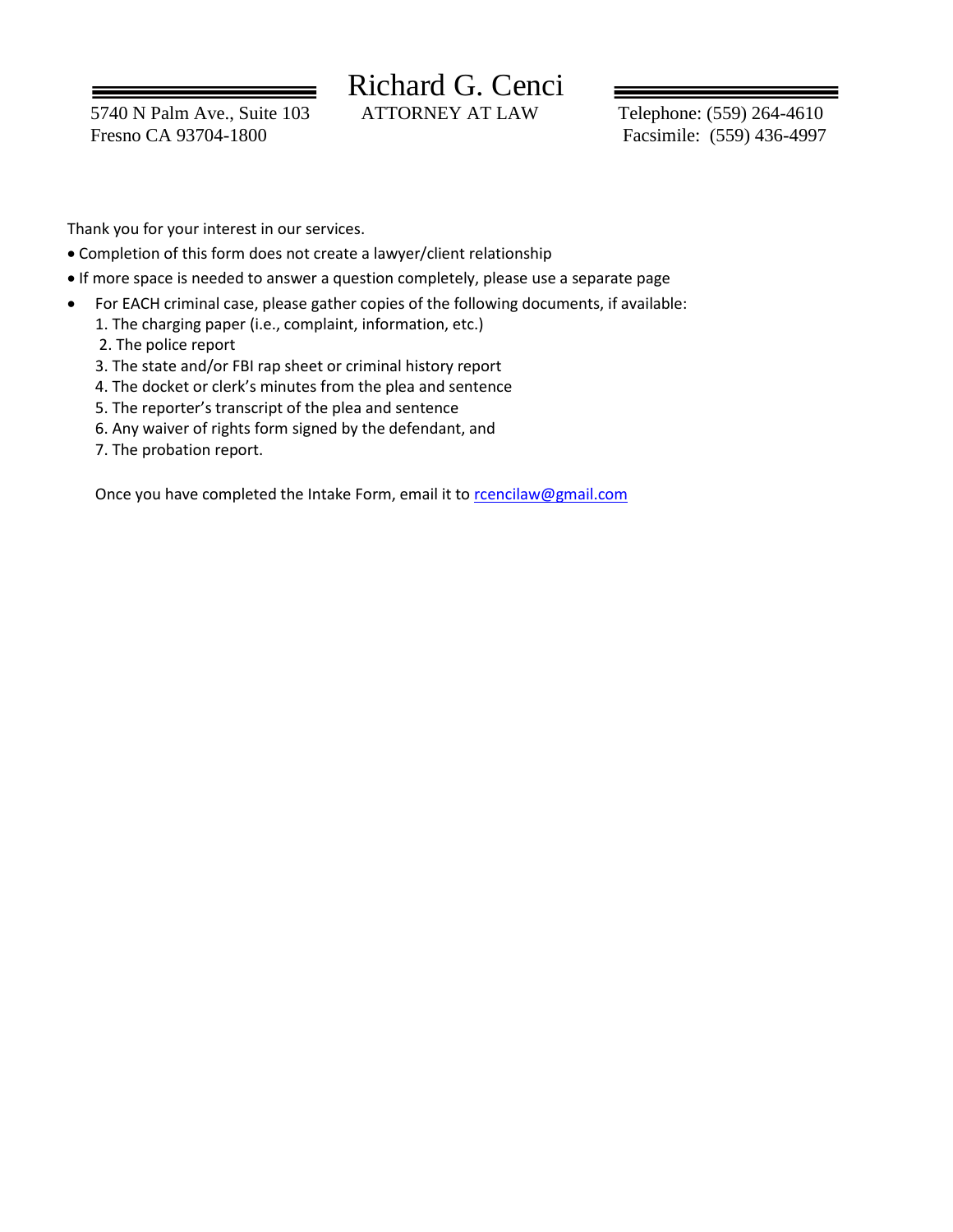# Richard G. Cenci

ATTORNEY AT LAW

5740 N Palm Ave., Suite 103
Fresno CA 93704-1800

Telephone: (559) 264-4610
Facsimile: (559) 436-4997

Thank you for your interest in our services.

- Completion of this form does not create a lawyer/client relationship
- If more space is needed to answer a question completely, please use a separate page
- For EACH criminal case, please gather copies of the following documents, if available:
  1. The charging paper (i.e., complaint, information, etc.)
  2. The police report
  3. The state and/or FBI rap sheet or criminal history report
  4. The docket or clerk's minutes from the plea and sentence
  5. The reporter's transcript of the plea and sentence
  6. Any waiver of rights form signed by the defendant, and
  7. The probation report.

Once you have completed the Intake Form, email it to rcencilaw@gmail.com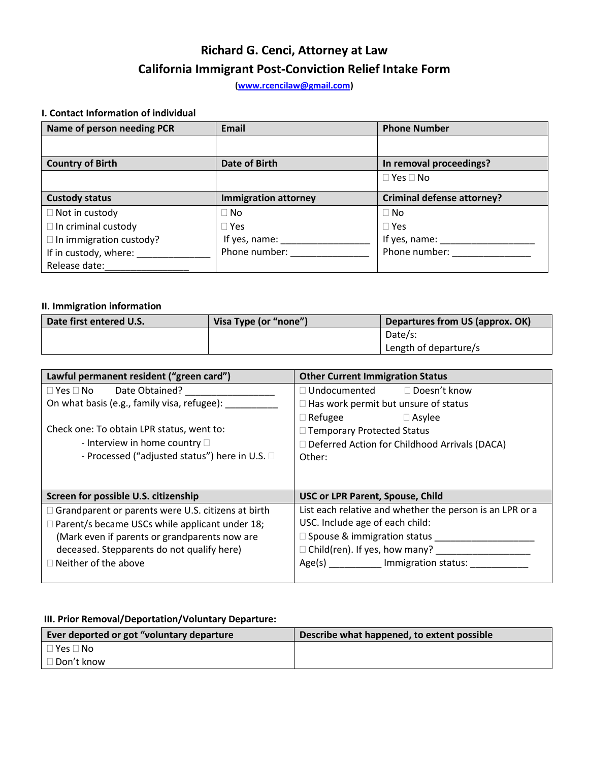# Richard G. Cenci, Attorney at Law

## California Immigrant Post-Conviction Relief Intake Form

**([www.rcencilaw@gmail.com](www.rcencilaw@gmail.com))**

### I. Contact Information of individual

| Name of person needing PCR | Email | Phone Number |
| --- | --- | --- |
| | | |
| **Country of Birth** | **Date of Birth** | **In removal proceedings?** |
| | | ☐ Yes ☐ No |
| **Custody status** | **Immigration attorney** | **Criminal defense attorney?** |
| ☐ Not in custody<br>☐ In criminal custody<br>☐ In immigration custody?<br>If in custody, where: ______________<br>Release date:________________ | ☐ No<br>☐ Yes<br>If yes, name: _________________<br>Phone number: _______________ | ☐ No<br>☐ Yes<br>If yes, name: __________________<br>Phone number: _______________ |

### II. Immigration information

| Date first entered U.S. | Visa Type (or "none") | Departures from US (approx. OK) |
| --- | --- | --- |
| | | Date/s:<br>Length of departure/s |

| Lawful permanent resident ("green card") | Other Current Immigration Status |
| --- | --- |
| ☐ Yes ☐ No Date Obtained? _________________<br>On what basis (e.g., family visa, refugee): __________<br><br>Check one: To obtain LPR status, went to:<br>- Interview in home country ☐<br>- Processed ("adjusted status") here in U.S. ☐ | ☐ Undocumented ☐ Doesn't know<br>☐ Has work permit but unsure of status<br>☐ Refugee ☐ Asylee<br>☐ Temporary Protected Status<br>☐ Deferred Action for Childhood Arrivals (DACA)<br>Other: |
| **Screen for possible U.S. citizenship** | **USC or LPR Parent, Spouse, Child** |
| ☐ Grandparent or parents were U.S. citizens at birth<br>☐ Parent/s became USCs while applicant under 18; (Mark even if parents or grandparents now are deceased. Stepparents do not qualify here)<br>☐ Neither of the above | List each relative and whether the person is an LPR or a USC. Include age of each child:<br>☐ Spouse & immigration status ___________________<br>☐ Child(ren). If yes, how many? __________________<br>Age(s) __________ Immigration status: ___________ |

### III. Prior Removal/Deportation/Voluntary Departure:

| Ever deported or got "voluntary departure | Describe what happened, to extent possible |
| --- | --- |
| ☐ Yes ☐ No<br>☐ Don't know | |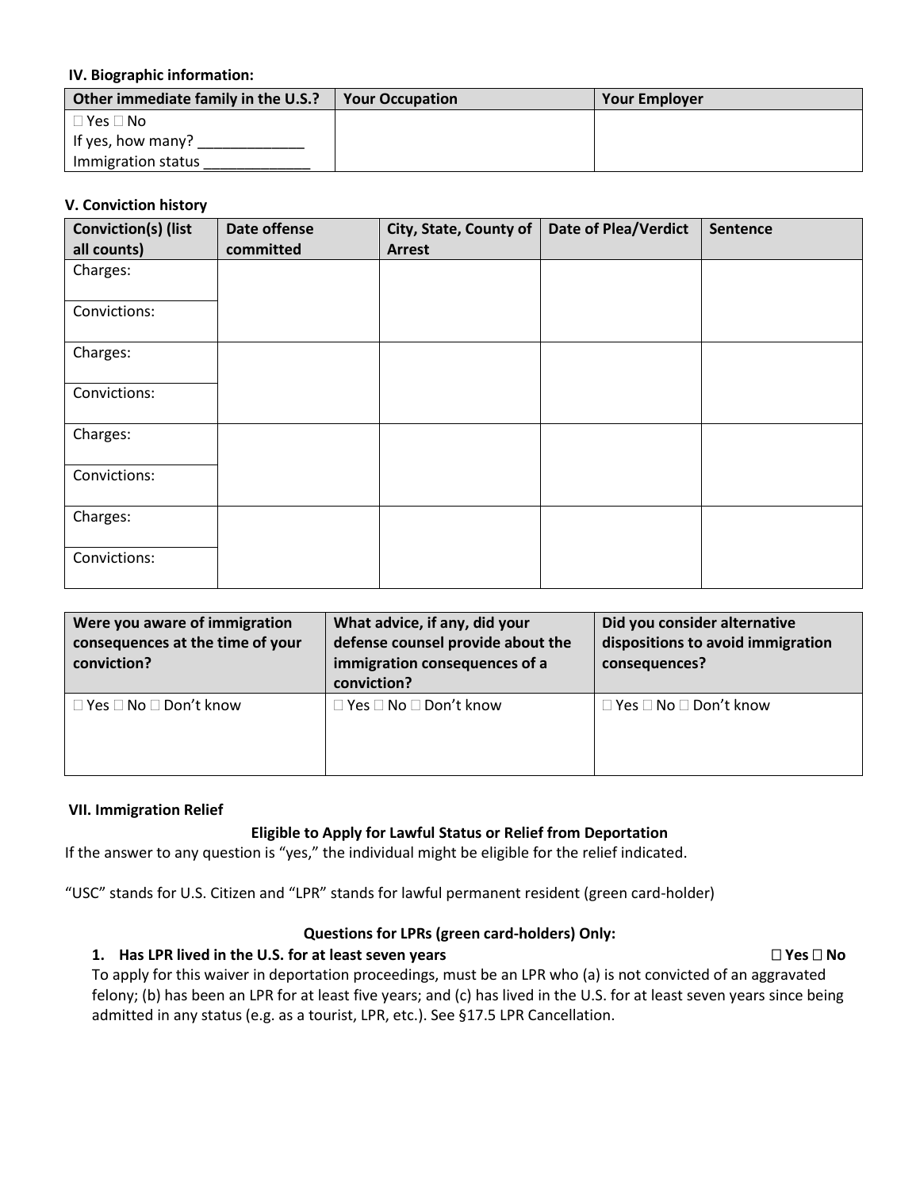### IV. Biographic information:

| Other immediate family in the U.S.? | Your Occupation | Your Employer |
|---|---|---|
| ☐ Yes ☐ No<br>If yes, how many? _____________<br>Immigration status _____________ | | |

### V. Conviction history

| Conviction(s) (list all counts) | Date offense committed | City, State, County of Arrest | Date of Plea/Verdict | Sentence |
|---|---|---|---|---|
| Charges: | | | | |
| Convictions: | | | | |
| Charges: | | | | |
| Convictions: | | | | |
| Charges: | | | | |
| Convictions: | | | | |
| Charges: | | | | |
| Convictions: | | | | |

| Were you aware of immigration consequences at the time of your conviction? | What advice, if any, did your defense counsel provide about the immigration consequences of a conviction? | Did you consider alternative dispositions to avoid immigration consequences? |
|---|---|---|
| ☐ Yes ☐ No ☐ Don't know | ☐ Yes ☐ No ☐ Don't know | ☐ Yes ☐ No ☐ Don't know |

### VII. Immigration Relief

**Eligible to Apply for Lawful Status or Relief from Deportation**

If the answer to any question is "yes," the individual might be eligible for the relief indicated.

"USC" stands for U.S. Citizen and "LPR" stands for lawful permanent resident (green card-holder)

**Questions for LPRs (green card-holders) Only:**

1. **Has LPR lived in the U.S. for at least seven years** **☐ Yes ☐ No**

   To apply for this waiver in deportation proceedings, must be an LPR who (a) is not convicted of an aggravated felony; (b) has been an LPR for at least five years; and (c) has lived in the U.S. for at least seven years since being admitted in any status (e.g. as a tourist, LPR, etc.). See §17.5 LPR Cancellation.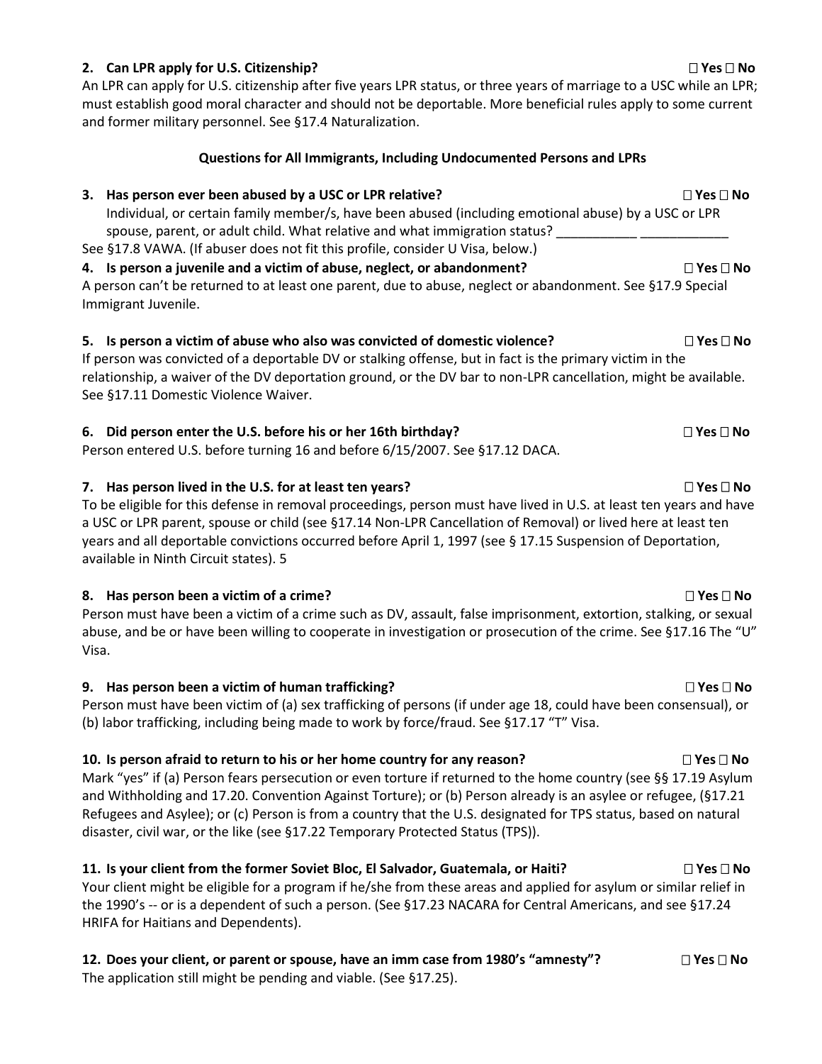**2. Can LPR apply for U.S. Citizenship?** ☐ **Yes** ☐ **No**

An LPR can apply for U.S. citizenship after five years LPR status, or three years of marriage to a USC while an LPR; must establish good moral character and should not be deportable. More beneficial rules apply to some current and former military personnel. See §17.4 Naturalization.

**Questions for All Immigrants, Including Undocumented Persons and LPRs**

**3. Has person ever been abused by a USC or LPR relative?** ☐ **Yes** ☐ **No**

Individual, or certain family member/s, have been abused (including emotional abuse) by a USC or LPR spouse, parent, or adult child. What relative and what immigration status? ___________ ____________

See §17.8 VAWA. (If abuser does not fit this profile, consider U Visa, below.)

**4. Is person a juvenile and a victim of abuse, neglect, or abandonment?** ☐ **Yes** ☐ **No**

A person can't be returned to at least one parent, due to abuse, neglect or abandonment. See §17.9 Special Immigrant Juvenile.

**5. Is person a victim of abuse who also was convicted of domestic violence?** ☐ **Yes** ☐ **No**

If person was convicted of a deportable DV or stalking offense, but in fact is the primary victim in the relationship, a waiver of the DV deportation ground, or the DV bar to non-LPR cancellation, might be available. See §17.11 Domestic Violence Waiver.

**6. Did person enter the U.S. before his or her 16th birthday?** ☐ **Yes** ☐ **No**

Person entered U.S. before turning 16 and before 6/15/2007. See §17.12 DACA.

**7. Has person lived in the U.S. for at least ten years?** ☐ **Yes** ☐ **No**

To be eligible for this defense in removal proceedings, person must have lived in U.S. at least ten years and have a USC or LPR parent, spouse or child (see §17.14 Non-LPR Cancellation of Removal) or lived here at least ten years and all deportable convictions occurred before April 1, 1997 (see § 17.15 Suspension of Deportation, available in Ninth Circuit states). 5

**8. Has person been a victim of a crime?** ☐ **Yes** ☐ **No**

Person must have been a victim of a crime such as DV, assault, false imprisonment, extortion, stalking, or sexual abuse, and be or have been willing to cooperate in investigation or prosecution of the crime. See §17.16 The "U" Visa.

**9. Has person been a victim of human trafficking?** ☐ **Yes** ☐ **No**

Person must have been victim of (a) sex trafficking of persons (if under age 18, could have been consensual), or (b) labor trafficking, including being made to work by force/fraud. See §17.17 "T" Visa.

**10. Is person afraid to return to his or her home country for any reason?** ☐ **Yes** ☐ **No**

Mark "yes" if (a) Person fears persecution or even torture if returned to the home country (see §§ 17.19 Asylum and Withholding and 17.20. Convention Against Torture); or (b) Person already is an asylee or refugee, (§17.21 Refugees and Asylee); or (c) Person is from a country that the U.S. designated for TPS status, based on natural disaster, civil war, or the like (see §17.22 Temporary Protected Status (TPS)).

**11. Is your client from the former Soviet Bloc, El Salvador, Guatemala, or Haiti?** ☐ **Yes** ☐ **No**

Your client might be eligible for a program if he/she from these areas and applied for asylum or similar relief in the 1990's -- or is a dependent of such a person. (See §17.23 NACARA for Central Americans, and see §17.24 HRIFA for Haitians and Dependents).

**12. Does your client, or parent or spouse, have an imm case from 1980's "amnesty"?** ☐ **Yes** ☐ **No**

The application still might be pending and viable. (See §17.25).